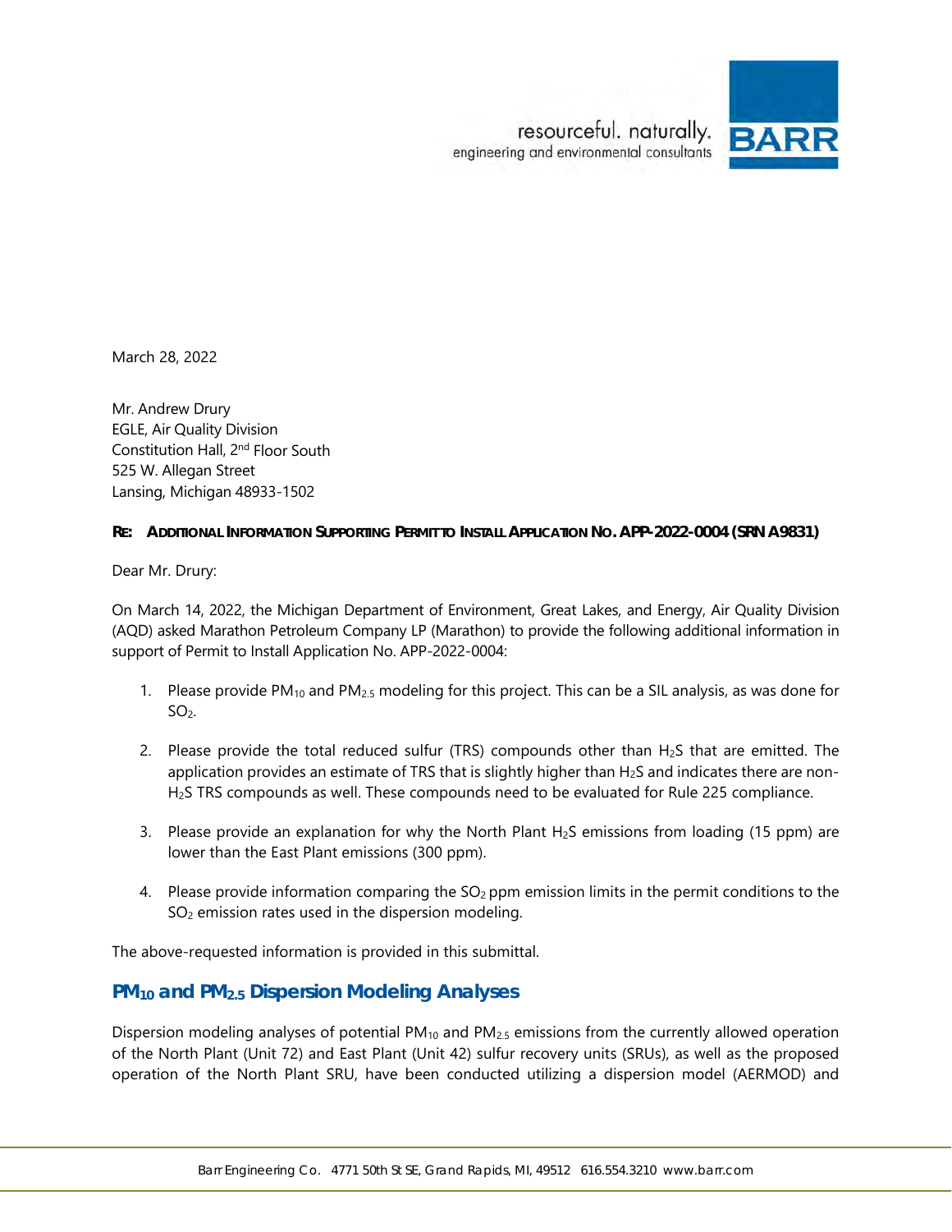March 28, 2022

Mr. Andrew Drury
EGLE, Air Quality Division
Constitution Hall, 2nd Floor South
525 W. Allegan Street
Lansing, Michigan 48933-1502

**RE: ADDITIONAL INFORMATION SUPPORTING PERMIT TO INSTALL APPLICATION NO. APP-2022-0004 (SRN A9831)**

Dear Mr. Drury:

On March 14, 2022, the Michigan Department of Environment, Great Lakes, and Energy, Air Quality Division (AQD) asked Marathon Petroleum Company LP (Marathon) to provide the following additional information in support of Permit to Install Application No. APP-2022-0004:

1. Please provide $PM_{10}$ and $PM_{2.5}$ modeling for this project. This can be a SIL analysis, as was done for $SO_2$.
2. Please provide the total reduced sulfur (TRS) compounds other than $H_2S$ that are emitted. The application provides an estimate of TRS that is slightly higher than $H_2S$ and indicates there are non-$H_2S$ TRS compounds as well. These compounds need to be evaluated for Rule 225 compliance.
3. Please provide an explanation for why the North Plant $H_2S$ emissions from loading (15 ppm) are lower than the East Plant emissions (300 ppm).
4. Please provide information comparing the $SO_2$ ppm emission limits in the permit conditions to the $SO_2$ emission rates used in the dispersion modeling.

The above-requested information is provided in this submittal.

## $PM_{10}$ and $PM_{2.5}$ Dispersion Modeling Analyses

Dispersion modeling analyses of potential $PM_{10}$ and $PM_{2.5}$ emissions from the currently allowed operation of the North Plant (Unit 72) and East Plant (Unit 42) sulfur recovery units (SRUs), as well as the proposed operation of the North Plant SRU, have been conducted utilizing a dispersion model (AERMOD) and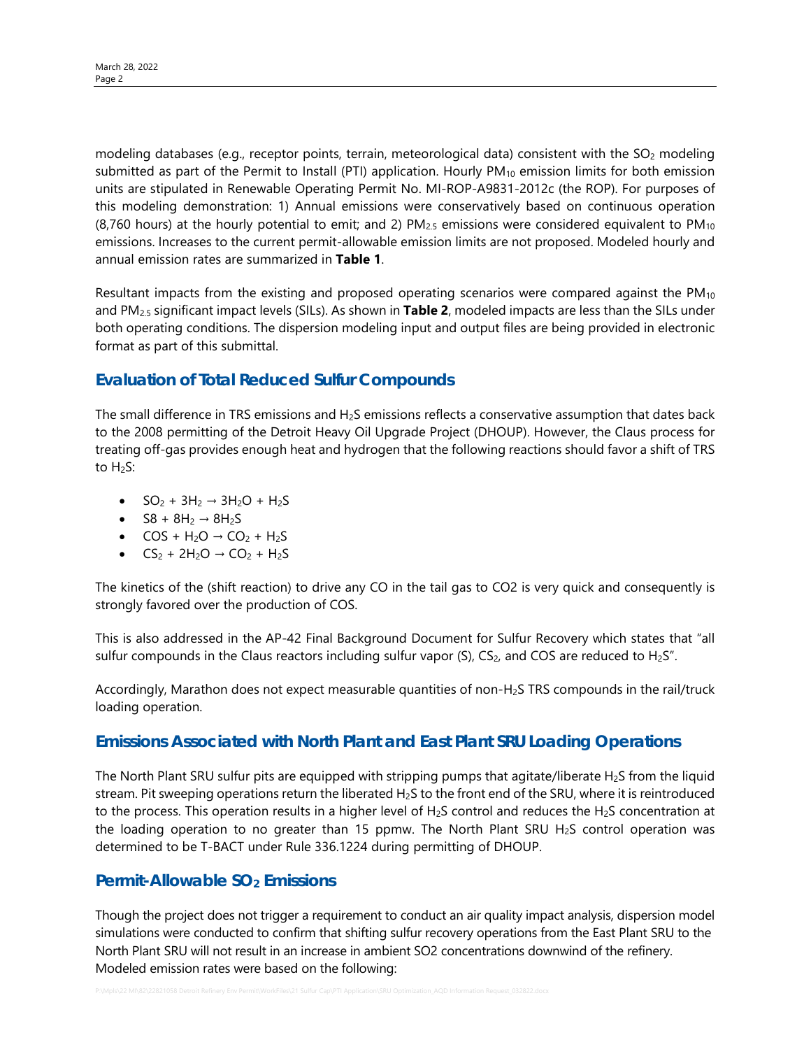modeling databases (e.g., receptor points, terrain, meteorological data) consistent with the $SO_2$ modeling submitted as part of the Permit to Install (PTI) application. Hourly $PM_{10}$ emission limits for both emission units are stipulated in Renewable Operating Permit No. MI-ROP-A9831-2012c (the ROP). For purposes of this modeling demonstration: 1) Annual emissions were conservatively based on continuous operation (8,760 hours) at the hourly potential to emit; and 2) $PM_{2.5}$ emissions were considered equivalent to $PM_{10}$ emissions. Increases to the current permit-allowable emission limits are not proposed. Modeled hourly and annual emission rates are summarized in **Table 1**.

Resultant impacts from the existing and proposed operating scenarios were compared against the $PM_{10}$ and $PM_{2.5}$ significant impact levels (SILs). As shown in **Table 2**, modeled impacts are less than the SILs under both operating conditions. The dispersion modeling input and output files are being provided in electronic format as part of this submittal.

## Evaluation of Total Reduced Sulfur Compounds

The small difference in TRS emissions and $H_2S$ emissions reflects a conservative assumption that dates back to the 2008 permitting of the Detroit Heavy Oil Upgrade Project (DHOUP). However, the Claus process for treating off-gas provides enough heat and hydrogen that the following reactions should favor a shift of TRS to $H_2S$:

- $SO_2 + 3H_2 \rightarrow 3H_2O + H_2S$
- $S8 + 8H_2 \rightarrow 8H_2S$
- $COS + H_2O \rightarrow CO_2 + H_2S$
- $CS_2 + 2H_2O \rightarrow CO_2 + H_2S$

The kinetics of the (shift reaction) to drive any CO in the tail gas to CO2 is very quick and consequently is strongly favored over the production of COS.

This is also addressed in the AP-42 Final Background Document for Sulfur Recovery which states that "all sulfur compounds in the Claus reactors including sulfur vapor (S), $CS_2$, and COS are reduced to $H_2S$".

Accordingly, Marathon does not expect measurable quantities of non-$H_2S$ TRS compounds in the rail/truck loading operation.

## Emissions Associated with North Plant and East Plant SRU Loading Operations

The North Plant SRU sulfur pits are equipped with stripping pumps that agitate/liberate $H_2S$ from the liquid stream. Pit sweeping operations return the liberated $H_2S$ to the front end of the SRU, where it is reintroduced to the process. This operation results in a higher level of $H_2S$ control and reduces the $H_2S$ concentration at the loading operation to no greater than 15 ppmw. The North Plant SRU $H_2S$ control operation was determined to be T-BACT under Rule 336.1224 during permitting of DHOUP.

## Permit-Allowable $SO_2$ Emissions

Though the project does not trigger a requirement to conduct an air quality impact analysis, dispersion model simulations were conducted to confirm that shifting sulfur recovery operations from the East Plant SRU to the North Plant SRU will not result in an increase in ambient SO2 concentrations downwind of the refinery. Modeled emission rates were based on the following: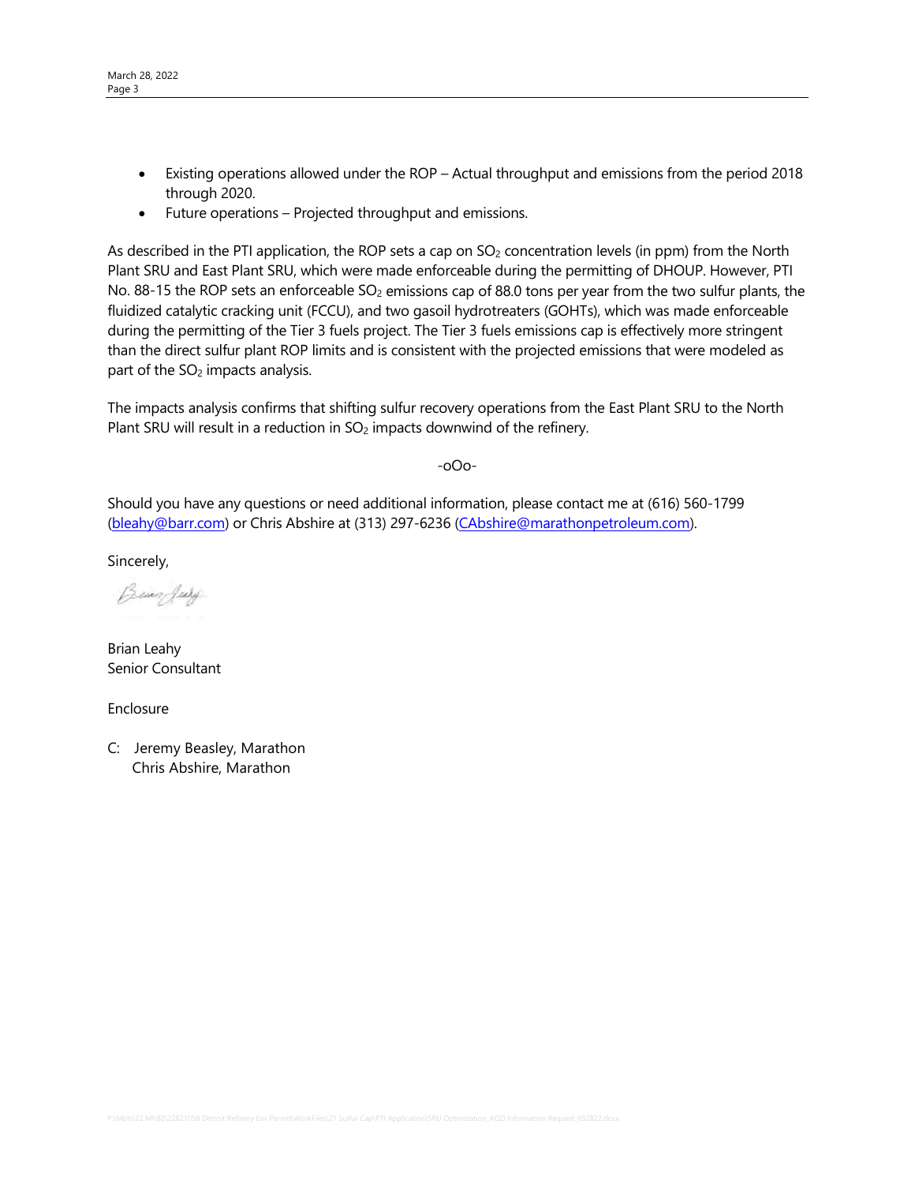- Existing operations allowed under the ROP – Actual throughput and emissions from the period 2018 through 2020.
- Future operations – Projected throughput and emissions.

As described in the PTI application, the ROP sets a cap on $SO_2$ concentration levels (in ppm) from the North Plant SRU and East Plant SRU, which were made enforceable during the permitting of DHOUP. However, PTI No. 88-15 the ROP sets an enforceable $SO_2$ emissions cap of 88.0 tons per year from the two sulfur plants, the fluidized catalytic cracking unit (FCCU), and two gasoil hydrotreaters (GOHTs), which was made enforceable during the permitting of the Tier 3 fuels project. The Tier 3 fuels emissions cap is effectively more stringent than the direct sulfur plant ROP limits and is consistent with the projected emissions that were modeled as part of the $SO_2$ impacts analysis.

The impacts analysis confirms that shifting sulfur recovery operations from the East Plant SRU to the North Plant SRU will result in a reduction in $SO_2$ impacts downwind of the refinery.

-oOo-

Should you have any questions or need additional information, please contact me at (616) 560-1799 (bleahy@barr.com) or Chris Abshire at (313) 297-6236 (CAbshire@marathonpetroleum.com).

Sincerely,

Brian Leahy
Senior Consultant

Enclosure

C: Jeremy Beasley, Marathon
   Chris Abshire, Marathon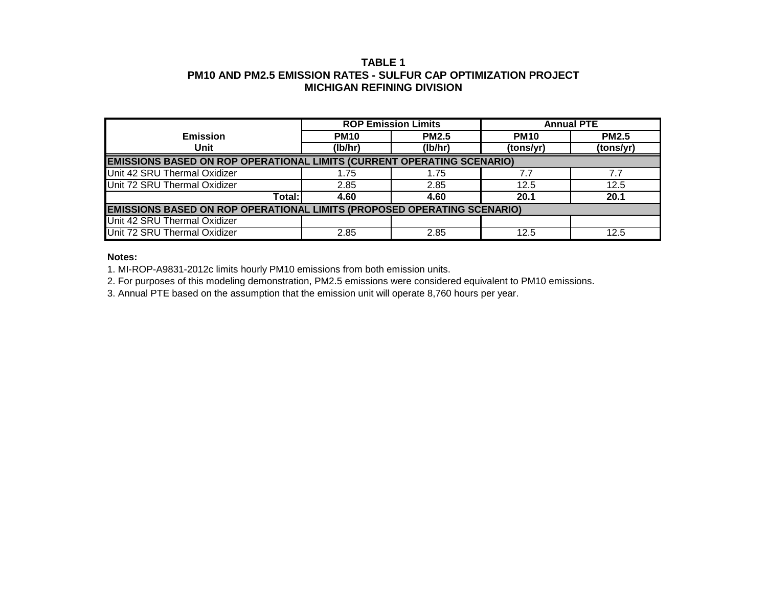**TABLE 1**
**PM10 AND PM2.5 EMISSION RATES - SULFUR CAP OPTIMIZATION PROJECT**
**MICHIGAN REFINING DIVISION**

| Emission Unit | ROP Emission Limits | | Annual PTE | |
|---|---|---|---|---|
| | PM10 (lb/hr) | PM2.5 (lb/hr) | PM10 (tons/yr) | PM2.5 (tons/yr) |
| **EMISSIONS BASED ON ROP OPERATIONAL LIMITS (CURRENT OPERATING SCENARIO)** | | | | |
| Unit 42 SRU Thermal Oxidizer | 1.75 | 1.75 | 7.7 | 7.7 |
| Unit 72 SRU Thermal Oxidizer | 2.85 | 2.85 | 12.5 | 12.5 |
| **Total:** | **4.60** | **4.60** | **20.1** | **20.1** |
| **EMISSIONS BASED ON ROP OPERATIONAL LIMITS (PROPOSED OPERATING SCENARIO)** | | | | |
| Unit 42 SRU Thermal Oxidizer | | | | |
| Unit 72 SRU Thermal Oxidizer | 2.85 | 2.85 | 12.5 | 12.5 |

**Notes:**

1. MI-ROP-A9831-2012c limits hourly PM10 emissions from both emission units.
2. For purposes of this modeling demonstration, PM2.5 emissions were considered equivalent to PM10 emissions.
3. Annual PTE based on the assumption that the emission unit will operate 8,760 hours per year.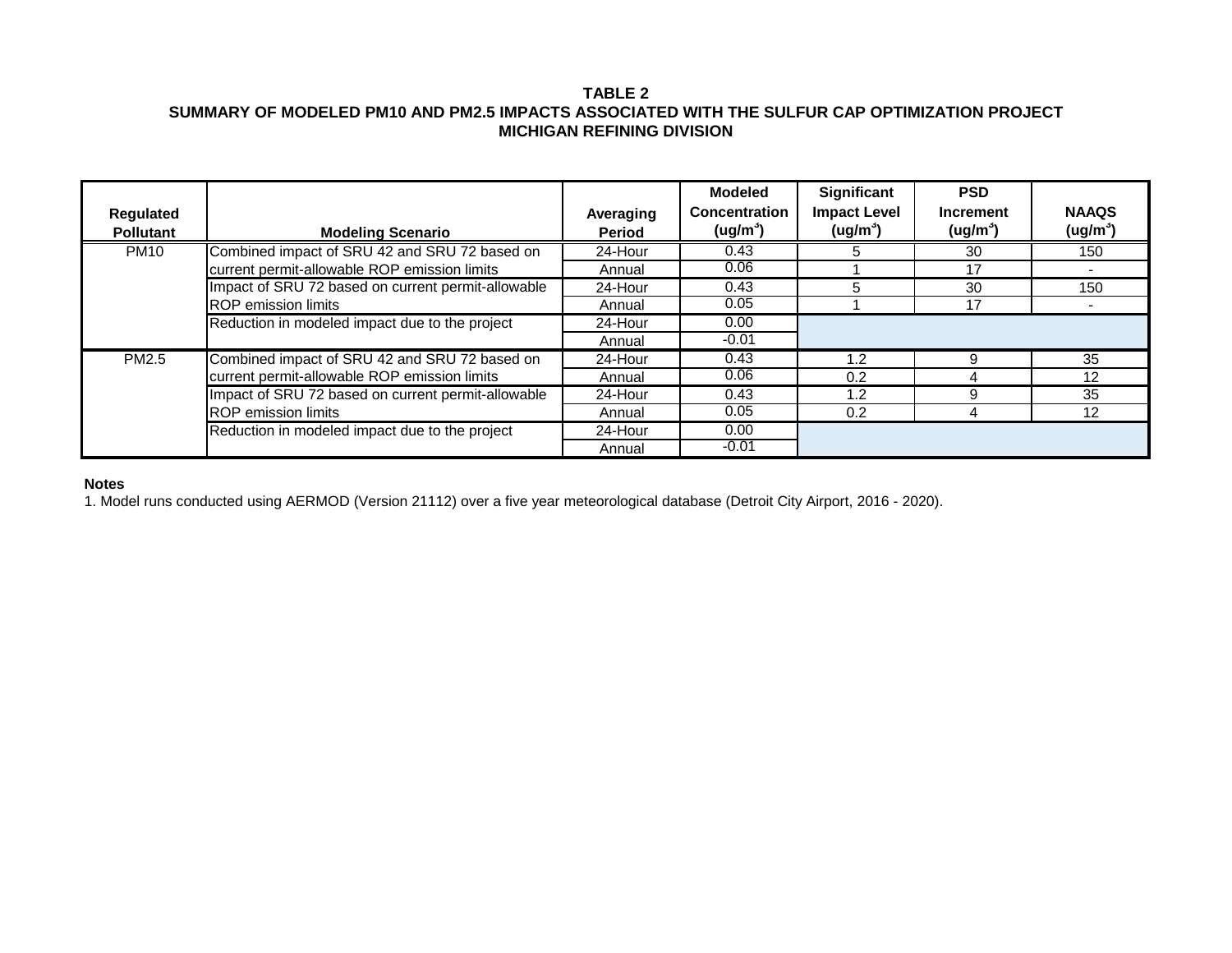**TABLE 2**
**SUMMARY OF MODELED PM10 AND PM2.5 IMPACTS ASSOCIATED WITH THE SULFUR CAP OPTIMIZATION PROJECT**
**MICHIGAN REFINING DIVISION**

| Regulated Pollutant | Modeling Scenario | Averaging Period | Modeled Concentration ($ug/m^3$) | Significant Impact Level ($ug/m^3$) | PSD Increment ($ug/m^3$) | NAAQS ($ug/m^3$) |
|---|---|---|---|---|---|---|
| PM10 | Combined impact of SRU 42 and SRU 72 based on current permit-allowable ROP emission limits | 24-Hour | 0.43 | 5 | 30 | 150 |
| | | Annual | 0.06 | 1 | 17 | - |
| | Impact of SRU 72 based on current permit-allowable ROP emission limits | 24-Hour | 0.43 | 5 | 30 | 150 |
| | | Annual | 0.05 | 1 | 17 | - |
| | Reduction in modeled impact due to the project | 24-Hour | 0.00 | | | |
| | | Annual | -0.01 | | | |
| PM2.5 | Combined impact of SRU 42 and SRU 72 based on current permit-allowable ROP emission limits | 24-Hour | 0.43 | 1.2 | 9 | 35 |
| | | Annual | 0.06 | 0.2 | 4 | 12 |
| | Impact of SRU 72 based on current permit-allowable ROP emission limits | 24-Hour | 0.43 | 1.2 | 9 | 35 |
| | | Annual | 0.05 | 0.2 | 4 | 12 |
| | Reduction in modeled impact due to the project | 24-Hour | 0.00 | | | |
| | | Annual | -0.01 | | | |

**Notes**

1. Model runs conducted using AERMOD (Version 21112) over a five year meteorological database (Detroit City Airport, 2016 - 2020).